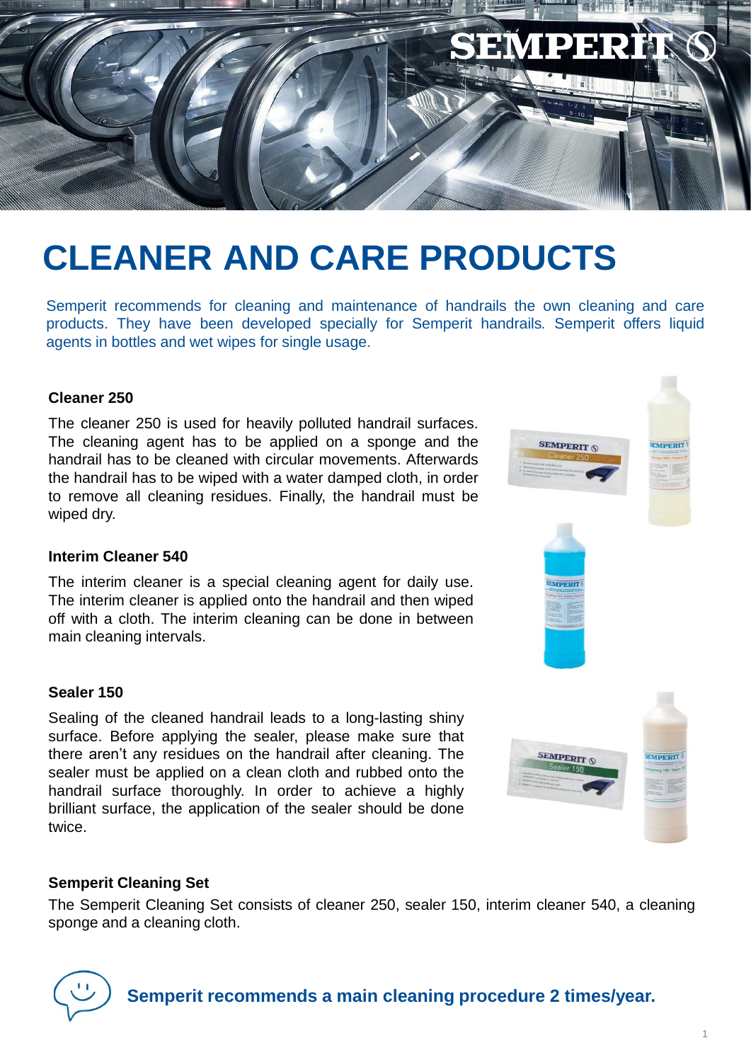# CLEANER AND CARE PRODUCTS

Semperit recommends for cleaning and maintenance of handrails the own cleaning and care products. They have been developed specially for Semperit handrails. Semperit offers liquid agents in bottles and wet wipes for single usage.

### Cleaner 250

The cleaner 250 is used for heavily polluted handrail surfaces. The cleaning agent has to be applied on a sponge and the handrail has to be cleaned with circular movements. Afterwards the handrail has to be wiped with a water damped cloth, in order to remove all cleaning residues. Finally, the handrail must be wiped dry.

### Interim Cleaner 540

The interim cleaner is a special cleaning agent for daily use. The interim cleaner is applied onto the handrail and then wiped off with a cloth. The interim cleaning can be done in between main cleaning intervals.

### Sealer 150

Sealing of the cleaned handrail leads to a long-lasting shiny surface. Before applying the sealer, please make sure that there aren't any residues on the handrail after cleaning. The sealer must be applied on a clean cloth and rubbed onto the handrail surface thoroughly. In order to achieve a highly brilliant surface, the application of the sealer should be done twice.

### Semperit Cleaning Set

The Semperit Cleaning Set consists of cleaner 250, sealer 150, interim cleaner 540, a cleaning sponge and a cleaning cloth.

**Semperit recommends a main cleaning procedure 2 times/year.**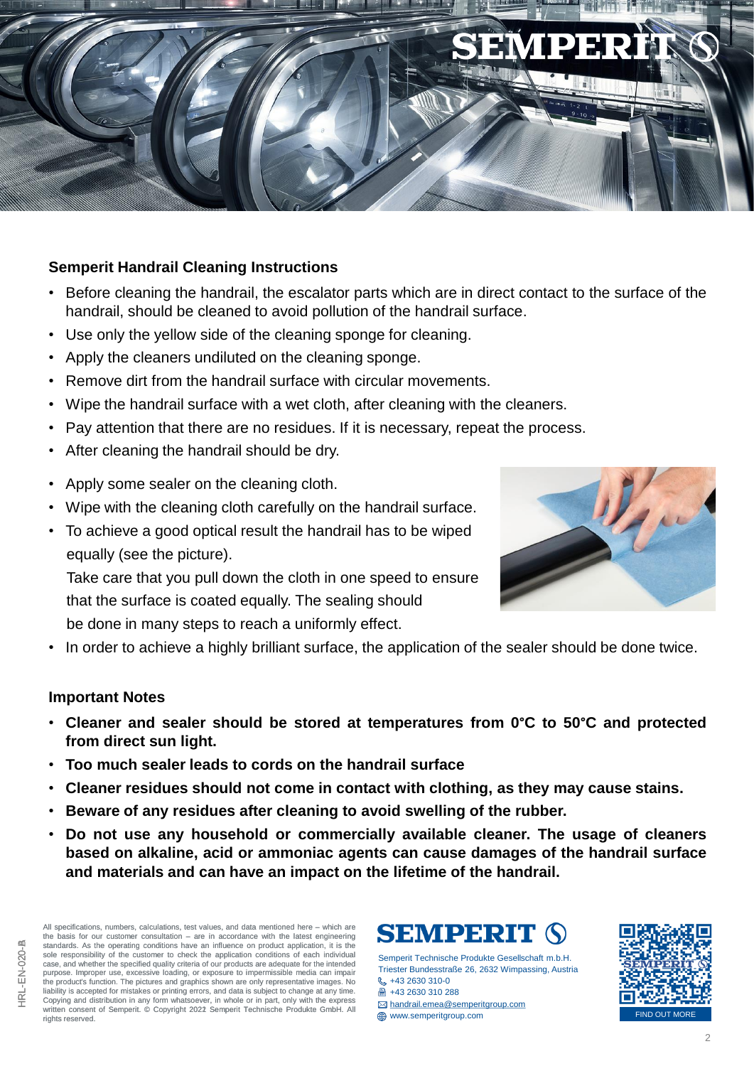## Semperit Handrail Cleaning Instructions

- Before cleaning the handrail, the escalator parts which are in direct contact to the surface of the handrail, should be cleaned to avoid pollution of the handrail surface.
- Use only the yellow side of the cleaning sponge for cleaning.
- Apply the cleaners undiluted on the cleaning sponge.
- Remove dirt from the handrail surface with circular movements.
- Wipe the handrail surface with a wet cloth, after cleaning with the cleaners.
- Pay attention that there are no residues. If it is necessary, repeat the process.
- After cleaning the handrail should be dry.

- Apply some sealer on the cleaning cloth.
- Wipe with the cleaning cloth carefully on the handrail surface.
- To achieve a good optical result the handrail has to be wiped equally (see the picture).
  Take care that you pull down the cloth in one speed to ensure that the surface is coated equally. The sealing should be done in many steps to reach a uniformly effect.
- In order to achieve a highly brilliant surface, the application of the sealer should be done twice.

## Important Notes

- **Cleaner and sealer should be stored at temperatures from 0°C to 50°C and protected from direct sun light.**
- **Too much sealer leads to cords on the handrail surface**
- **Cleaner residues should not come in contact with clothing, as they may cause stains.**
- **Beware of any residues after cleaning to avoid swelling of the rubber.**
- **Do not use any household or commercially available cleaner. The usage of cleaners based on alkaline, acid or ammoniac agents can cause damages of the handrail surface and materials and can have an impact on the lifetime of the handrail.**

All specifications, numbers, calculations, test values, and data mentioned here – which are the basis for our customer consultation – are in accordance with the latest engineering standards. As the operating conditions have an influence on product application, it is the sole responsibility of the customer to check the application conditions of each individual case, and whether the specified quality criteria of our products are adequate for the intended purpose. Improper use, excessive loading, or exposure to impermissible media can impair the product's function. The pictures and graphics shown are only representative images. No liability is accepted for mistakes or printing errors, and data is subject to change at any time. Copying and distribution in any form whatsoever, in whole or in part, only with the express written consent of Semperit. © Copyright 2022 Semperit Technische Produkte GmbH. All rights reserved.

HRL-EN-020-B

SEMPERIT

Semperit Technische Produkte Gesellschaft m.b.H.
Triester Bundesstraße 26, 2632 Wimpassing, Austria
+43 2630 310-0
+43 2630 310 288
handrail.emea@semperitgroup.com
www.semperitgroup.com

FIND OUT MORE